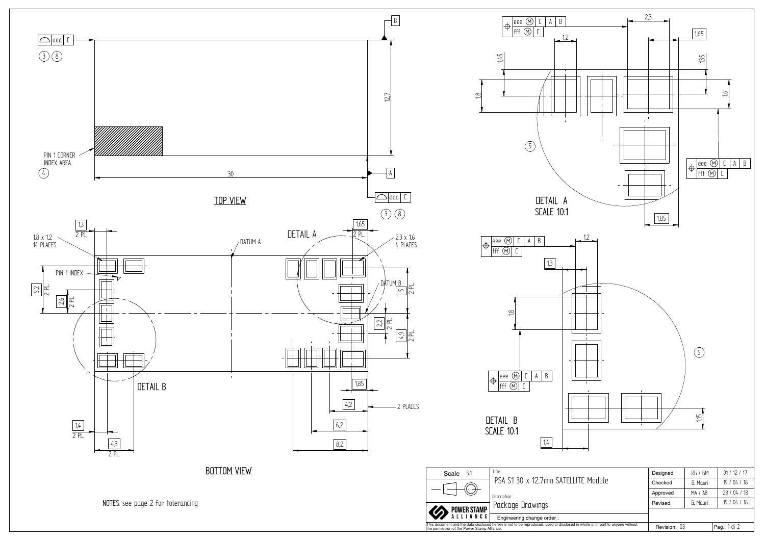## TOP VIEW

PIN 1 CORNER INDEX AREA (4)

aaa C (3) (8)

30

12,7

A

B

## BOTTOM VIEW

1,3 2 PL.

1.8 x 1.2 14 PLACES

DATUM A

DETAIL A

1,65 2 PL.

2.3 x 1.6 4 PLACES

PIN 1 INDEX

DATUM B

5,2 2 PL.

2,6 2 PL.

5 2 PL.

2,2 2 PL.

4,9 2 PL.

1,85

4,2

2 PLACES

6,2

8,2

DETAIL B

1,4 2 PL.

4,3 2 PL.

NOTES: see page 2 for tolerancing

## DETAIL A SCALE 10:1

eee (M) C A B
fff (M) C

2,3

1,2

1,65

1,45

1,35

1,8

1,6

(5)

1,85

## DETAIL B SCALE 10:1

eee (M) C A B
fff (M) C

1,2

1,3

1,8

(5)

1,15

1,4

| Scale 5:1 | Title: PSA S1 30 x 12.7mm SATELLITE Module | Designed | RG / GM | 01 / 12 / 17 |
|---|---|---|---|---|
| | | Checked | G. Mauri | 19 / 04 / 18 |
| | Description: Package Drawings | Approved | MA / AB | 23 / 04 / 18 |
| POWER STAMP ALLIANCE | | Revised | G. Mauri | 19 / 04 / 18 |
| | Engineering change order : | | | |
| This document and the data disclosed herein is not to be reproduced, used or disclosed in whole or in part to anyone without the permission of the Power Stamp Alliance. | | Revision: 03 | | Pag. 1 di 2 |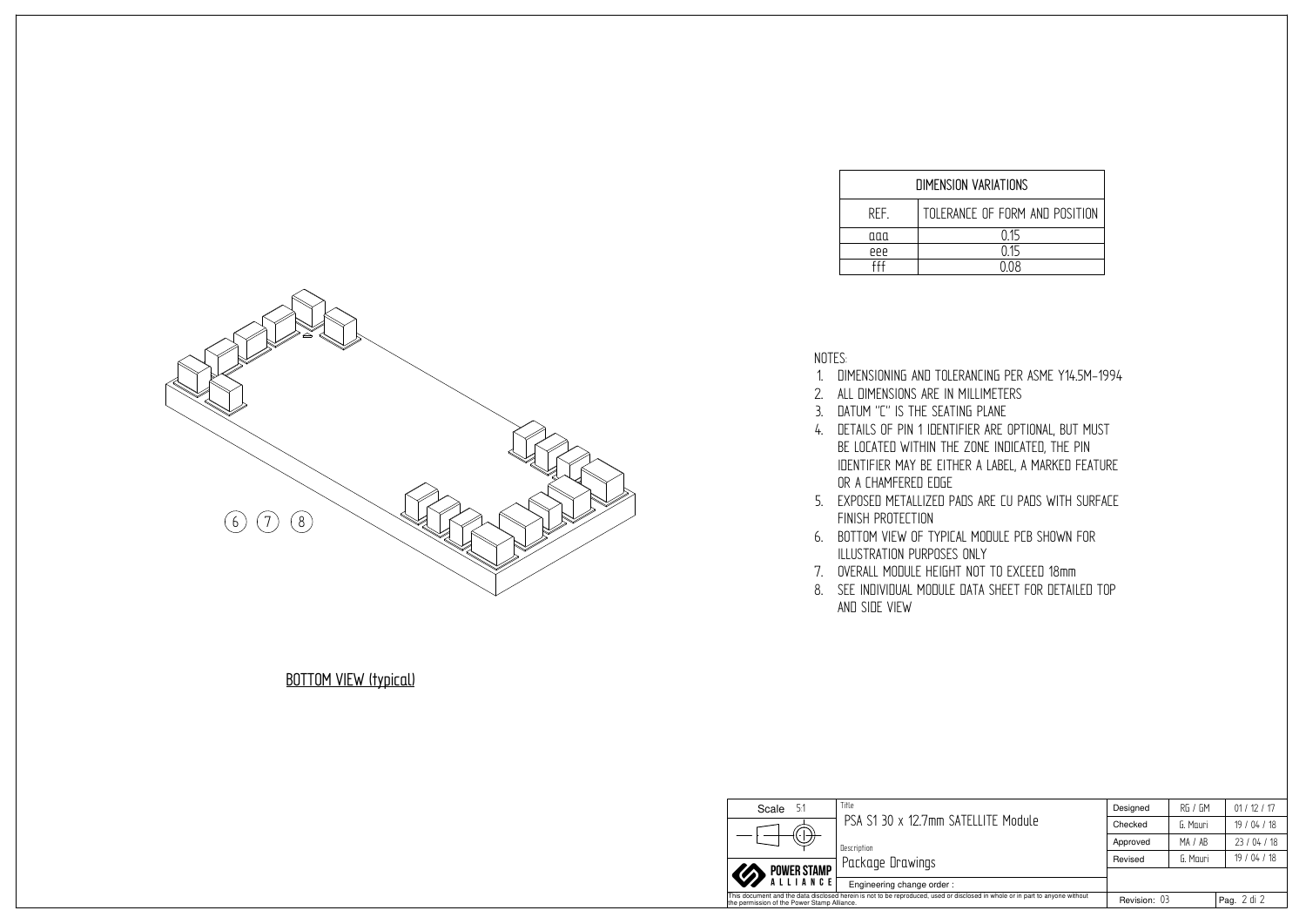| DIMENSION VARIATIONS | |
|---|---|
| REF. | TOLERANCE OF FORM AND POSITION |
| aaa | 0.15 |
| eee | 0.15 |
| fff | 0.08 |

6 7 8

BOTTOM VIEW (typical)

NOTES:

1. DIMENSIONING AND TOLERANCING PER ASME Y14.5M-1994
2. ALL DIMENSIONS ARE IN MILLIMETERS
3. DATUM "C" IS THE SEATING PLANE
4. DETAILS OF PIN 1 IDENTIFIER ARE OPTIONAL, BUT MUST BE LOCATED WITHIN THE ZONE INDICATED, THE PIN IDENTIFIER MAY BE EITHER A LABEL, A MARKED FEATURE OR A CHAMFERED EDGE
5. EXPOSED METALLIZED PADS ARE CU PADS WITH SURFACE FINISH PROTECTION
6. BOTTOM VIEW OF TYPICAL MODULE PCB SHOWN FOR ILLUSTRATION PURPOSES ONLY
7. OVERALL MODULE HEIGHT NOT TO EXCEED 18mm
8. SEE INDIVIDUAL MODULE DATA SHEET FOR DETAILED TOP AND SIDE VIEW

| | | | | |
|---|---|---|---|---|
| Scale 5:1 | Title: PSA S1 30 x 12.7mm SATELLITE Module | Designed | RG / GM | 01 / 12 / 17 |
| | | Checked | G. Mauri | 19 / 04 / 18 |
| | Description: Package Drawings | Approved | MA / AB | 23 / 04 / 18 |
| POWER STAMP ALLIANCE | | Revised | G. Mauri | 19 / 04 / 18 |
| | Engineering change order : | | | |
| This document and the data disclosed herein is not to be reproduced, used or disclosed in whole or in part to anyone without the permission of the Power Stamp Alliance. | | Revision: 03 | | Pag. 2 di 2 |